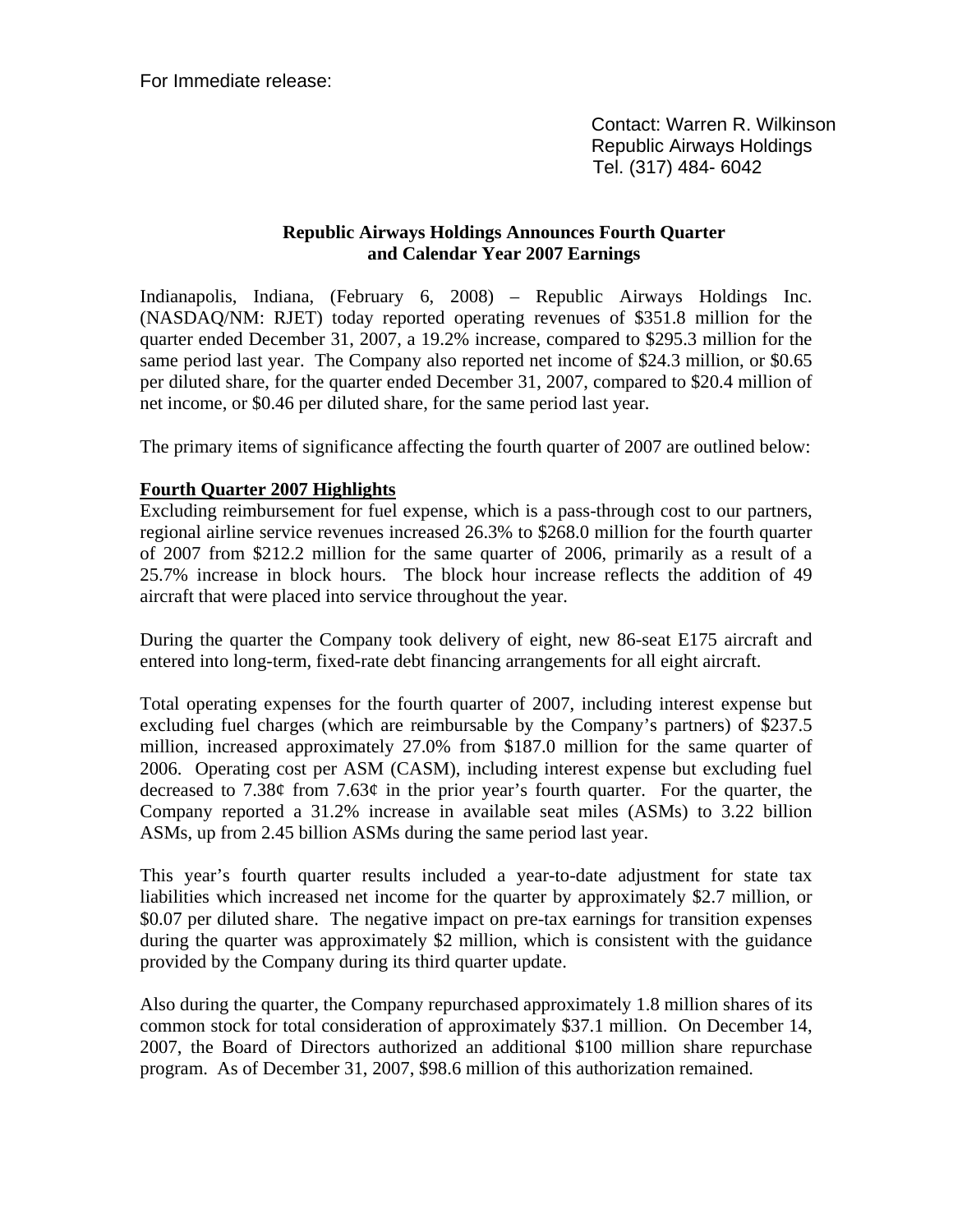For Immediate release:

Contact: Warren R. Wilkinson
Republic Airways Holdings
Tel. (317) 484- 6042

**Republic Airways Holdings Announces Fourth Quarter and Calendar Year 2007 Earnings**

Indianapolis, Indiana, (February 6, 2008) – Republic Airways Holdings Inc. (NASDAQ/NM: RJET) today reported operating revenues of $351.8 million for the quarter ended December 31, 2007, a 19.2% increase, compared to $295.3 million for the same period last year. The Company also reported net income of $24.3 million, or $0.65 per diluted share, for the quarter ended December 31, 2007, compared to $20.4 million of net income, or $0.46 per diluted share, for the same period last year.

The primary items of significance affecting the fourth quarter of 2007 are outlined below:

**Fourth Quarter 2007 Highlights**

Excluding reimbursement for fuel expense, which is a pass-through cost to our partners, regional airline service revenues increased 26.3% to $268.0 million for the fourth quarter of 2007 from $212.2 million for the same quarter of 2006, primarily as a result of a 25.7% increase in block hours. The block hour increase reflects the addition of 49 aircraft that were placed into service throughout the year.

During the quarter the Company took delivery of eight, new 86-seat E175 aircraft and entered into long-term, fixed-rate debt financing arrangements for all eight aircraft.

Total operating expenses for the fourth quarter of 2007, including interest expense but excluding fuel charges (which are reimbursable by the Company's partners) of $237.5 million, increased approximately 27.0% from $187.0 million for the same quarter of 2006. Operating cost per ASM (CASM), including interest expense but excluding fuel decreased to 7.38¢ from 7.63¢ in the prior year's fourth quarter. For the quarter, the Company reported a 31.2% increase in available seat miles (ASMs) to 3.22 billion ASMs, up from 2.45 billion ASMs during the same period last year.

This year's fourth quarter results included a year-to-date adjustment for state tax liabilities which increased net income for the quarter by approximately $2.7 million, or $0.07 per diluted share. The negative impact on pre-tax earnings for transition expenses during the quarter was approximately $2 million, which is consistent with the guidance provided by the Company during its third quarter update.

Also during the quarter, the Company repurchased approximately 1.8 million shares of its common stock for total consideration of approximately $37.1 million. On December 14, 2007, the Board of Directors authorized an additional $100 million share repurchase program. As of December 31, 2007, $98.6 million of this authorization remained.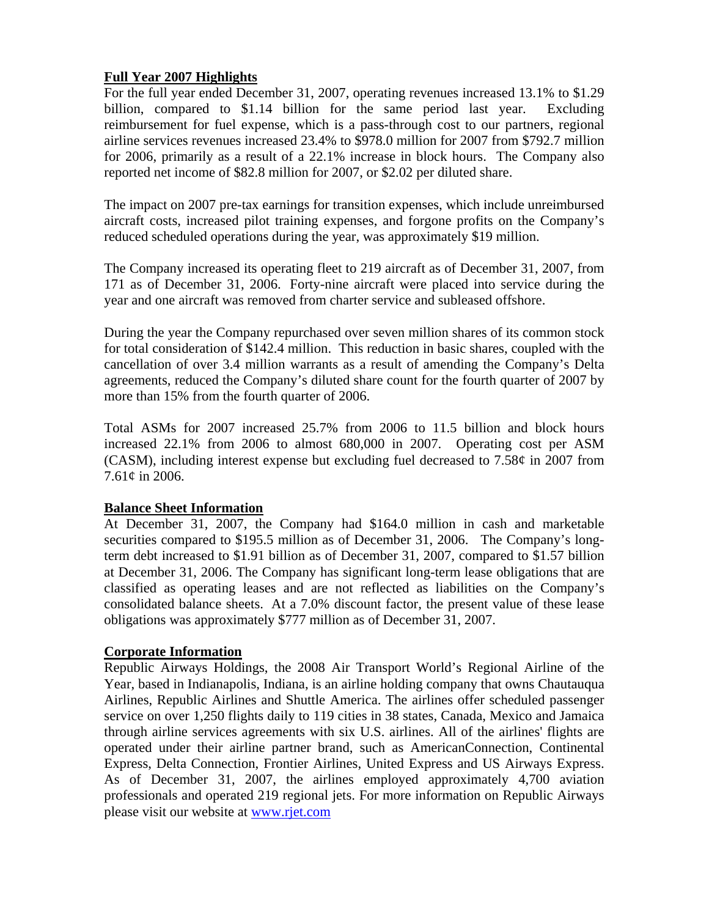## Full Year 2007 Highlights

For the full year ended December 31, 2007, operating revenues increased 13.1% to \$1.29 billion, compared to \$1.14 billion for the same period last year. Excluding reimbursement for fuel expense, which is a pass-through cost to our partners, regional airline services revenues increased 23.4% to \$978.0 million for 2007 from \$792.7 million for 2006, primarily as a result of a 22.1% increase in block hours. The Company also reported net income of \$82.8 million for 2007, or \$2.02 per diluted share.

The impact on 2007 pre-tax earnings for transition expenses, which include unreimbursed aircraft costs, increased pilot training expenses, and forgone profits on the Company's reduced scheduled operations during the year, was approximately \$19 million.

The Company increased its operating fleet to 219 aircraft as of December 31, 2007, from 171 as of December 31, 2006. Forty-nine aircraft were placed into service during the year and one aircraft was removed from charter service and subleased offshore.

During the year the Company repurchased over seven million shares of its common stock for total consideration of \$142.4 million. This reduction in basic shares, coupled with the cancellation of over 3.4 million warrants as a result of amending the Company's Delta agreements, reduced the Company's diluted share count for the fourth quarter of 2007 by more than 15% from the fourth quarter of 2006.

Total ASMs for 2007 increased 25.7% from 2006 to 11.5 billion and block hours increased 22.1% from 2006 to almost 680,000 in 2007. Operating cost per ASM (CASM), including interest expense but excluding fuel decreased to 7.58¢ in 2007 from 7.61¢ in 2006.

## Balance Sheet Information

At December 31, 2007, the Company had \$164.0 million in cash and marketable securities compared to \$195.5 million as of December 31, 2006. The Company's long-term debt increased to \$1.91 billion as of December 31, 2007, compared to \$1.57 billion at December 31, 2006. The Company has significant long-term lease obligations that are classified as operating leases and are not reflected as liabilities on the Company's consolidated balance sheets. At a 7.0% discount factor, the present value of these lease obligations was approximately \$777 million as of December 31, 2007.

## Corporate Information

Republic Airways Holdings, the 2008 Air Transport World's Regional Airline of the Year, based in Indianapolis, Indiana, is an airline holding company that owns Chautauqua Airlines, Republic Airlines and Shuttle America. The airlines offer scheduled passenger service on over 1,250 flights daily to 119 cities in 38 states, Canada, Mexico and Jamaica through airline services agreements with six U.S. airlines. All of the airlines' flights are operated under their airline partner brand, such as AmericanConnection, Continental Express, Delta Connection, Frontier Airlines, United Express and US Airways Express. As of December 31, 2007, the airlines employed approximately 4,700 aviation professionals and operated 219 regional jets. For more information on Republic Airways please visit our website at [www.rjet.com](http://www.rjet.com)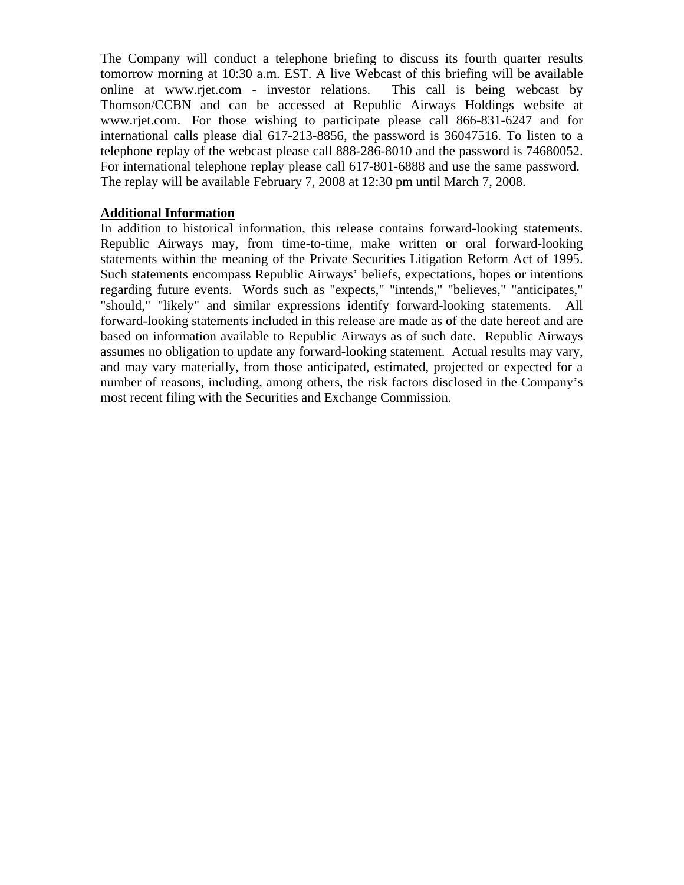The Company will conduct a telephone briefing to discuss its fourth quarter results tomorrow morning at 10:30 a.m. EST. A live Webcast of this briefing will be available online at www.rjet.com - investor relations. This call is being webcast by Thomson/CCBN and can be accessed at Republic Airways Holdings website at www.rjet.com. For those wishing to participate please call 866-831-6247 and for international calls please dial 617-213-8856, the password is 36047516. To listen to a telephone replay of the webcast please call 888-286-8010 and the password is 74680052. For international telephone replay please call 617-801-6888 and use the same password. The replay will be available February 7, 2008 at 12:30 pm until March 7, 2008.

**Additional Information**

In addition to historical information, this release contains forward-looking statements. Republic Airways may, from time-to-time, make written or oral forward-looking statements within the meaning of the Private Securities Litigation Reform Act of 1995. Such statements encompass Republic Airways' beliefs, expectations, hopes or intentions regarding future events. Words such as "expects," "intends," "believes," "anticipates," "should," "likely" and similar expressions identify forward-looking statements. All forward-looking statements included in this release are made as of the date hereof and are based on information available to Republic Airways as of such date. Republic Airways assumes no obligation to update any forward-looking statement. Actual results may vary, and may vary materially, from those anticipated, estimated, projected or expected for a number of reasons, including, among others, the risk factors disclosed in the Company's most recent filing with the Securities and Exchange Commission.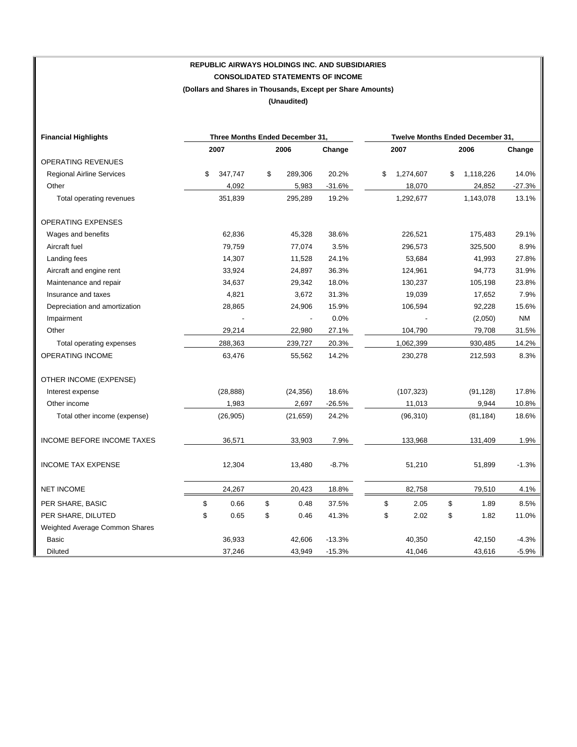**REPUBLIC AIRWAYS HOLDINGS INC. AND SUBSIDIARIES**

**CONSOLIDATED STATEMENTS OF INCOME**

**(Dollars and Shares in Thousands, Except per Share Amounts)**

**(Unaudited)**

| **Financial Highlights** | **Three Months Ended December 31,** | | | **Twelve Months Ended December 31,** | | |
|---|---|---|---|---|---|---|
| | **2007** | **2006** | **Change** | **2007** | **2006** | **Change** |
| OPERATING REVENUES | | | | | | |
| Regional Airline Services | $ 347,747 | $ 289,306 | 20.2% | $ 1,274,607 | $ 1,118,226 | 14.0% |
| Other | 4,092 | 5,983 | -31.6% | 18,070 | 24,852 | -27.3% |
| Total operating revenues | 351,839 | 295,289 | 19.2% | 1,292,677 | 1,143,078 | 13.1% |
| OPERATING EXPENSES | | | | | | |
| Wages and benefits | 62,836 | 45,328 | 38.6% | 226,521 | 175,483 | 29.1% |
| Aircraft fuel | 79,759 | 77,074 | 3.5% | 296,573 | 325,500 | 8.9% |
| Landing fees | 14,307 | 11,528 | 24.1% | 53,684 | 41,993 | 27.8% |
| Aircraft and engine rent | 33,924 | 24,897 | 36.3% | 124,961 | 94,773 | 31.9% |
| Maintenance and repair | 34,637 | 29,342 | 18.0% | 130,237 | 105,198 | 23.8% |
| Insurance and taxes | 4,821 | 3,672 | 31.3% | 19,039 | 17,652 | 7.9% |
| Depreciation and amortization | 28,865 | 24,906 | 15.9% | 106,594 | 92,228 | 15.6% |
| Impairment | - | - | 0.0% | - | (2,050) | NM |
| Other | 29,214 | 22,980 | 27.1% | 104,790 | 79,708 | 31.5% |
| Total operating expenses | 288,363 | 239,727 | 20.3% | 1,062,399 | 930,485 | 14.2% |
| OPERATING INCOME | 63,476 | 55,562 | 14.2% | 230,278 | 212,593 | 8.3% |
| OTHER INCOME (EXPENSE) | | | | | | |
| Interest expense | (28,888) | (24,356) | 18.6% | (107,323) | (91,128) | 17.8% |
| Other income | 1,983 | 2,697 | -26.5% | 11,013 | 9,944 | 10.8% |
| Total other income (expense) | (26,905) | (21,659) | 24.2% | (96,310) | (81,184) | 18.6% |
| INCOME BEFORE INCOME TAXES | 36,571 | 33,903 | 7.9% | 133,968 | 131,409 | 1.9% |
| INCOME TAX EXPENSE | 12,304 | 13,480 | -8.7% | 51,210 | 51,899 | -1.3% |
| NET INCOME | 24,267 | 20,423 | 18.8% | 82,758 | 79,510 | 4.1% |
| PER SHARE, BASIC | $ 0.66 | $ 0.48 | 37.5% | $ 2.05 | $ 1.89 | 8.5% |
| PER SHARE, DILUTED | $ 0.65 | $ 0.46 | 41.3% | $ 2.02 | $ 1.82 | 11.0% |
| Weighted Average Common Shares | | | | | | |
| Basic | 36,933 | 42,606 | -13.3% | 40,350 | 42,150 | -4.3% |
| Diluted | 37,246 | 43,949 | -15.3% | 41,046 | 43,616 | -5.9% |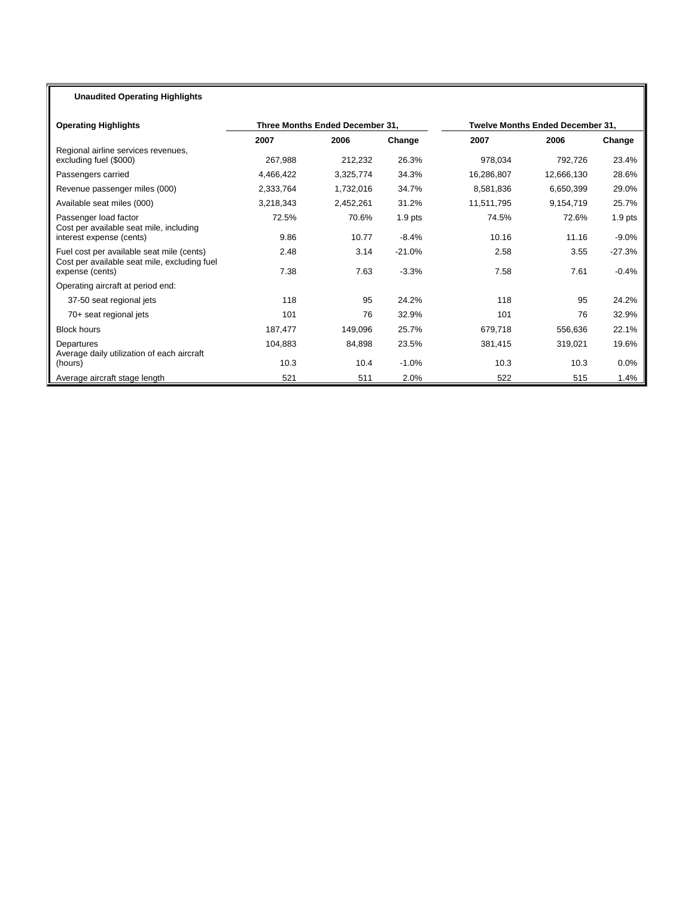**Unaudited Operating Highlights**

| Operating Highlights | Three Months Ended December 31, | | | Twelve Months Ended December 31, | | |
|---|---|---|---|---|---|---|
| | 2007 | 2006 | Change | 2007 | 2006 | Change |
| Regional airline services revenues, excluding fuel ($000) | 267,988 | 212,232 | 26.3% | 978,034 | 792,726 | 23.4% |
| Passengers carried | 4,466,422 | 3,325,774 | 34.3% | 16,286,807 | 12,666,130 | 28.6% |
| Revenue passenger miles (000) | 2,333,764 | 1,732,016 | 34.7% | 8,581,836 | 6,650,399 | 29.0% |
| Available seat miles (000) | 3,218,343 | 2,452,261 | 31.2% | 11,511,795 | 9,154,719 | 25.7% |
| Passenger load factor | 72.5% | 70.6% | 1.9 pts | 74.5% | 72.6% | 1.9 pts |
| Cost per available seat mile, including interest expense (cents) | 9.86 | 10.77 | -8.4% | 10.16 | 11.16 | -9.0% |
| Fuel cost per available seat mile (cents) | 2.48 | 3.14 | -21.0% | 2.58 | 3.55 | -27.3% |
| Cost per available seat mile, excluding fuel expense (cents) | 7.38 | 7.63 | -3.3% | 7.58 | 7.61 | -0.4% |
| Operating aircraft at period end: | | | | | | |
| 37-50 seat regional jets | 118 | 95 | 24.2% | 118 | 95 | 24.2% |
| 70+ seat regional jets | 101 | 76 | 32.9% | 101 | 76 | 32.9% |
| Block hours | 187,477 | 149,096 | 25.7% | 679,718 | 556,636 | 22.1% |
| Departures | 104,883 | 84,898 | 23.5% | 381,415 | 319,021 | 19.6% |
| Average daily utilization of each aircraft (hours) | 10.3 | 10.4 | -1.0% | 10.3 | 10.3 | 0.0% |
| Average aircraft stage length | 521 | 511 | 2.0% | 522 | 515 | 1.4% |